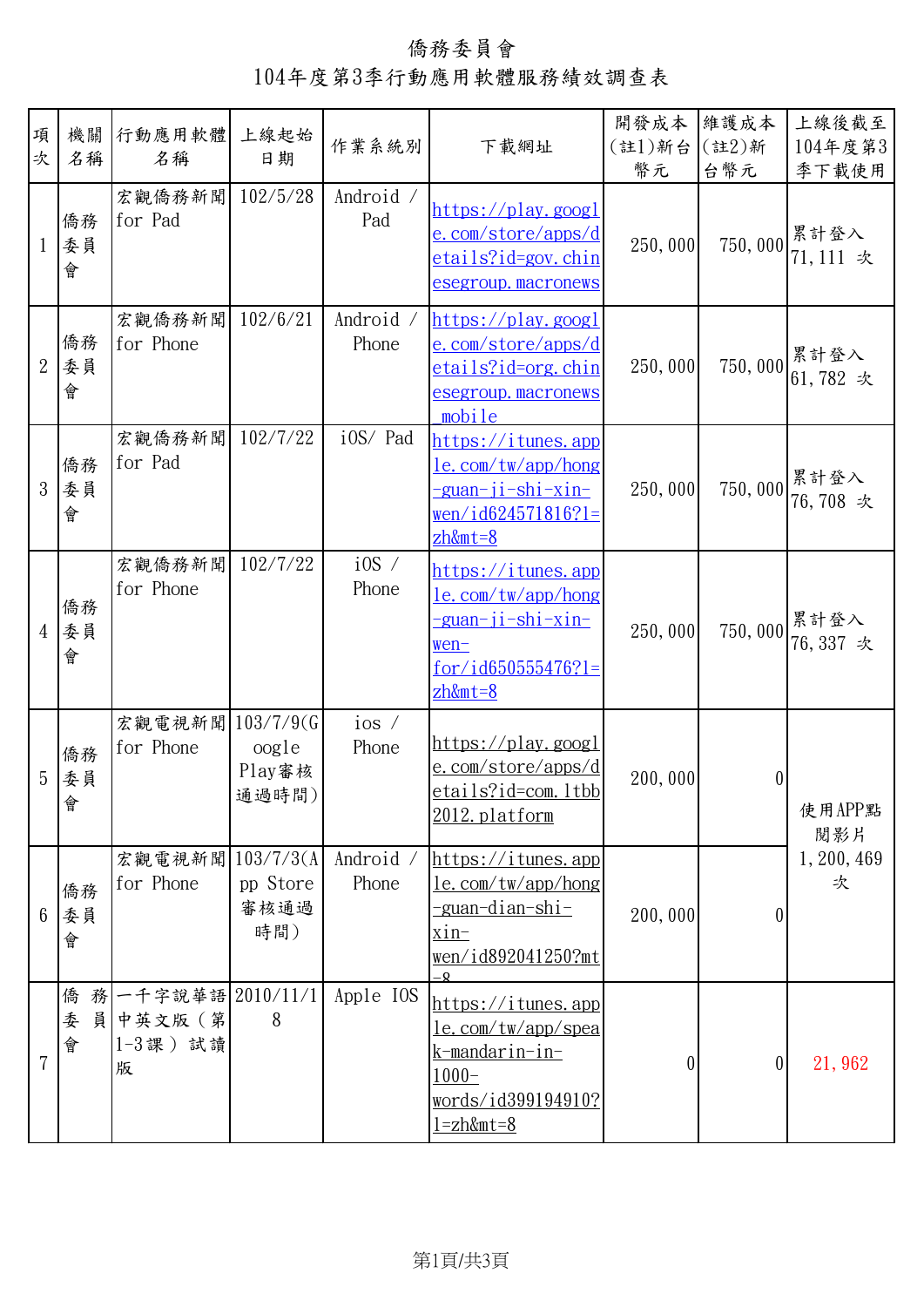# 僑務委員會

## 104年度第3季行動應用軟體服務績效調查表

| 項次 | 機關名稱 | 行動應用軟體名稱 | 上線起始日期 | 作業系統別 | 下載網址 | 開發成本(註1)新台幣元 | 維護成本(註2)新台幣元 | 上線後截至104年度第3季下載使用 |
|---|---|---|---|---|---|---|---|---|
| 1 | 僑務委員會 | 宏觀僑務新聞 for Pad | 102/5/28 | Android / Pad | https://play.google.com/store/apps/details?id=gov.chinesegroup.macronews | 250,000 | 750,000 | 累計登入 71,111 次 |
| 2 | 僑務委員會 | 宏觀僑務新聞 for Phone | 102/6/21 | Android / Phone | https://play.google.com/store/apps/details?id=org.chinesegroup.macronews_mobile | 250,000 | 750,000 | 累計登入 61,782 次 |
| 3 | 僑務委員會 | 宏觀僑務新聞 for Pad | 102/7/22 | iOS/ Pad | https://itunes.apple.com/tw/app/hong-guan-ji-shi-xin-wen/id624571816?l=zh&mt=8 | 250,000 | 750,000 | 累計登入 76,708 次 |
| 4 | 僑務委員會 | 宏觀僑務新聞 for Phone | 102/7/22 | iOS / Phone | https://itunes.apple.com/tw/app/hong-guan-ji-shi-xin-wen-for/id650555476?l=zh&mt=8 | 250,000 | 750,000 | 累計登入 76,337 次 |
| 5 | 僑務委員會 | 宏觀電視新聞 for Phone | 103/7/9(Google Play審核通過時間) | ios / Phone | https://play.google.com/store/apps/details?id=com.ltbb2012.platform | 200,000 | 0 | 使用APP點閱影片 1,200,469 次 |
| 6 | 僑務委員會 | 宏觀電視新聞 for Phone | 103/7/3(App Store審核通過時間) | Android / Phone | https://itunes.apple.com/tw/app/hong-guan-dian-shi-xin-wen/id892041250?mt=8 | 200,000 | 0 | |
| 7 | 僑務委員會 | 一千字說華語中英文版(第1-3課)試讀版 | 2010/11/18 | Apple IOS | https://itunes.apple.com/tw/app/speak-mandarin-in-1000-words/id399194910?l=zh&mt=8 | 0 | 0 | 21,962 |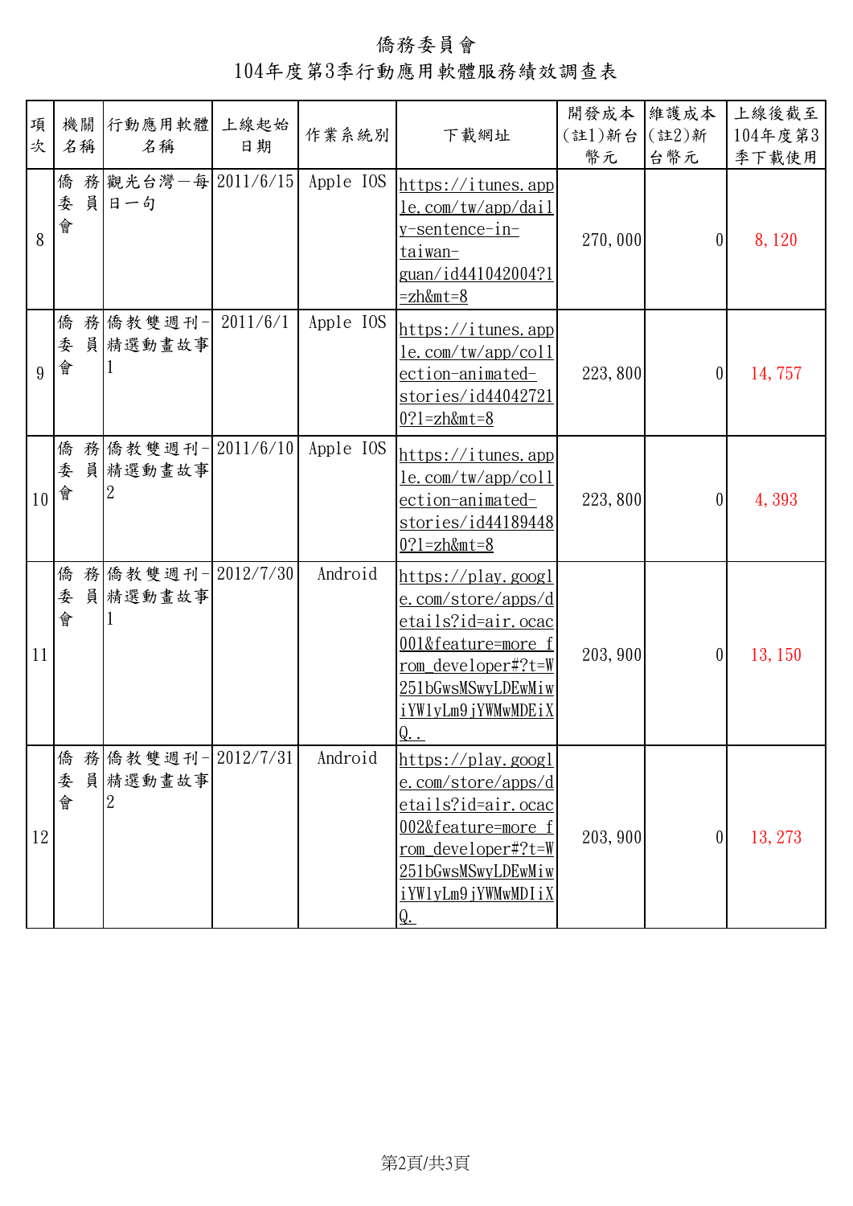# 僑務委員會

## 104年度第3季行動應用軟體服務績效調查表

| 項次 | 機關名稱 | 行動應用軟體名稱 | 上線起始日期 | 作業系統別 | 下載網址 | 開發成本(註1)新台幣元 | 維護成本(註2)新台幣元 | 上線後截至104年度第3季下載使用 |
|---|---|---|---|---|---|---|---|---|
| 8 | 僑務委員會 | 觀光台灣－每日一句 | 2011/6/15 | Apple IOS | https://itunes.apple.com/tw/app/daily-sentence-in-taiwan-guan/id441042004?l=zh&mt=8 | 270,000 | 0 | 8,120 |
| 9 | 僑務委員會 | 僑教雙週刊-精選動畫故事1 | 2011/6/1 | Apple IOS | https://itunes.apple.com/tw/app/collection-animated-stories/id440427210?l=zh&mt=8 | 223,800 | 0 | 14,757 |
| 10 | 僑務委員會 | 僑教雙週刊-精選動畫故事2 | 2011/6/10 | Apple IOS | https://itunes.apple.com/tw/app/collection-animated-stories/id441894480?l=zh&mt=8 | 223,800 | 0 | 4,393 |
| 11 | 僑務委員會 | 僑教雙週刊-精選動畫故事1 | 2012/7/30 | Android | https://play.google.com/store/apps/details?id=air.ocac001&feature=more_from_developer#?t=W251bGwsMSwyLDEwMiwiYW1yLm9jYWMwMDEiXQ.. | 203,900 | 0 | 13,150 |
| 12 | 僑務委員會 | 僑教雙週刊-精選動畫故事2 | 2012/7/31 | Android | https://play.google.com/store/apps/details?id=air.ocac002&feature=more_from_developer#?t=W251bGwsMSwyLDEwMiwiYW1yLm9jYWMwMDIiXQ. | 203,900 | 0 | 13,273 |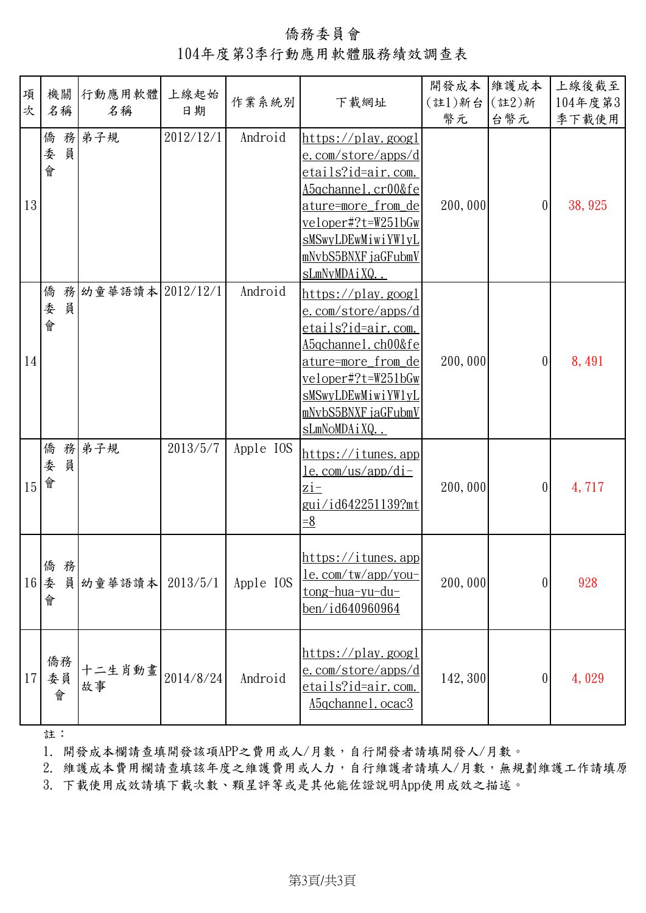# 僑務委員會

## 104年度第3季行動應用軟體服務績效調查表

| 項次 | 機關名稱 | 行動應用軟體名稱 | 上線起始日期 | 作業系統別 | 下載網址 | 開發成本(註1)新台幣元 | 維護成本(註2)新台幣元 | 上線後截至104年度第3季下載使用 |
|---|---|---|---|---|---|---|---|---|
| 13 | 僑務委員會 | 弟子規 | 2012/12/1 | Android | https://play.google.com/store/apps/details?id=air.com.A5qchannel.cr00&feature=more_from_developer#?t=W251bGwsMSwyLDEwMiwiYW1yLmNvbS5BNXFjaGFubmVsLmNyMDAiXQ.. | 200,000 | 0 | 38,925 |
| 14 | 僑務委員會 | 幼童華語讀本 | 2012/12/1 | Android | https://play.google.com/store/apps/details?id=air.com.A5qchannel.ch00&feature=more_from_developer#?t=W251bGwsMSwyLDEwMiwiYW1yLmNvbS5BNXFjaGFubmVsLmNoMDAiXQ.. | 200,000 | 0 | 8,491 |
| 15 | 僑務委員會 | 弟子規 | 2013/5/7 | Apple IOS | https://itunes.apple.com/us/app/di-zi-gui/id642251139?mt=8 | 200,000 | 0 | 4,717 |
| 16 | 僑務委員會 | 幼童華語讀本 | 2013/5/1 | Apple IOS | https://itunes.apple.com/tw/app/you-tong-hua-yu-du-ben/id640960964 | 200,000 | 0 | 928 |
| 17 | 僑務委員會 | 十二生肖動畫故事 | 2014/8/24 | Android | https://play.google.com/store/apps/details?id=air.com.A5qchannel.ocac3 | 142,300 | 0 | 4,029 |

註：

1. 開發成本欄請查填開發該項APP之費用或人/月數，自行開發者請填開發人/月數。
2. 維護成本費用欄請查填該年度之維護費用或人力，自行維護者請填人/月數，無規劃維護工作請填原
3. 下載使用成效請填下載次數、顆星評等或是其他能佐證說明App使用成效之描述。